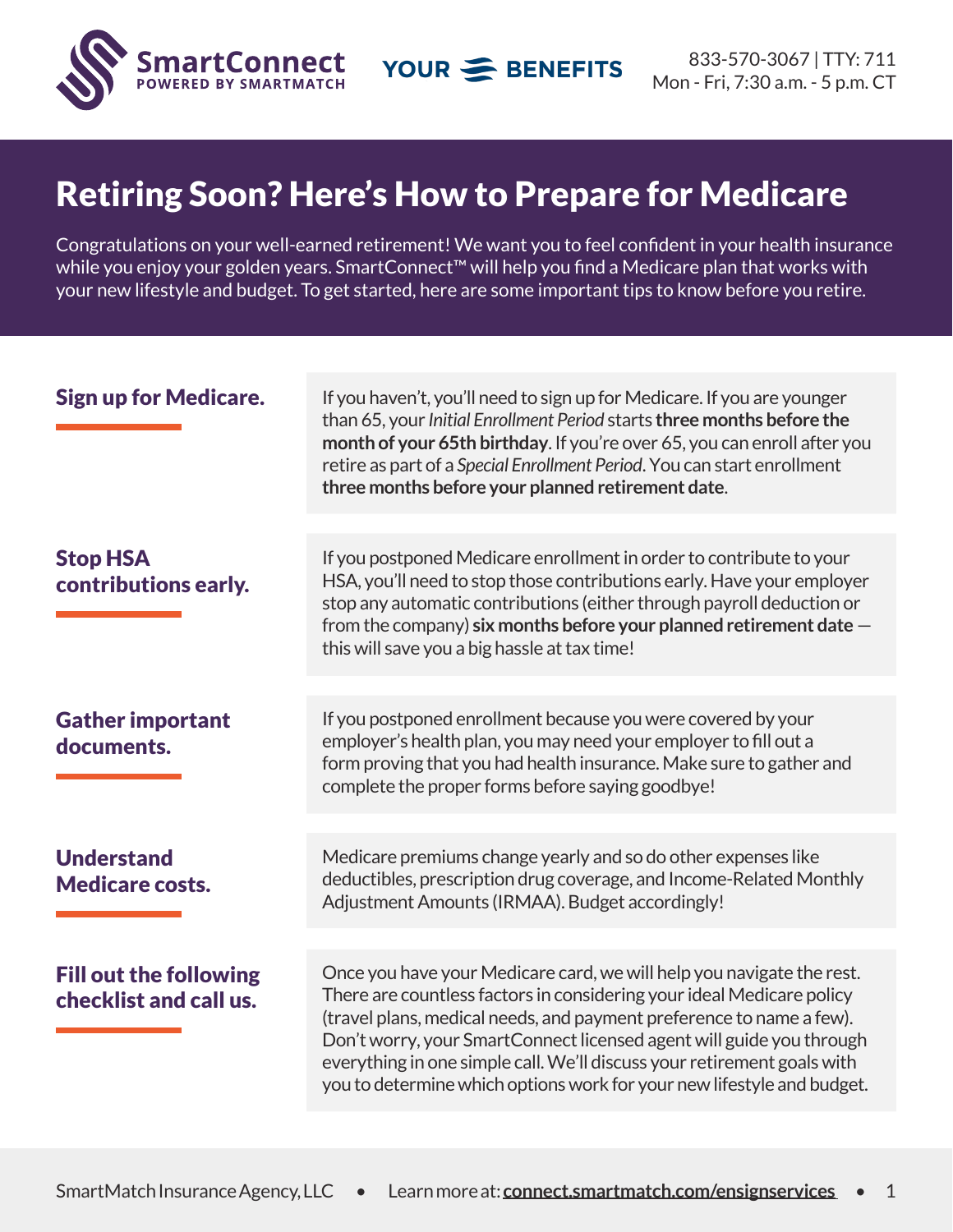SmartConnect
POWERED BY SMARTMATCH

YOUR BENEFITS

833-570-3067 | TTY: 711
Mon - Fri, 7:30 a.m. - 5 p.m. CT

# Retiring Soon? Here's How to Prepare for Medicare

Congratulations on your well-earned retirement! We want you to feel confident in your health insurance while you enjoy your golden years. SmartConnect™ will help you find a Medicare plan that works with your new lifestyle and budget. To get started, here are some important tips to know before you retire.

## Sign up for Medicare.

If you haven't, you'll need to sign up for Medicare. If you are younger than 65, your *Initial Enrollment Period* starts **three months before the month of your 65th birthday**. If you're over 65, you can enroll after you retire as part of a *Special Enrollment Period*. You can start enrollment **three months before your planned retirement date**.

## Stop HSA contributions early.

If you postponed Medicare enrollment in order to contribute to your HSA, you'll need to stop those contributions early. Have your employer stop any automatic contributions (either through payroll deduction or from the company) **six months before your planned retirement date** — this will save you a big hassle at tax time!

## Gather important documents.

If you postponed enrollment because you were covered by your employer's health plan, you may need your employer to fill out a form proving that you had health insurance. Make sure to gather and complete the proper forms before saying goodbye!

## Understand Medicare costs.

Medicare premiums change yearly and so do other expenses like deductibles, prescription drug coverage, and Income-Related Monthly Adjustment Amounts (IRMAA). Budget accordingly!

## Fill out the following checklist and call us.

Once you have your Medicare card, we will help you navigate the rest. There are countless factors in considering your ideal Medicare policy (travel plans, medical needs, and payment preference to name a few). Don't worry, your SmartConnect licensed agent will guide you through everything in one simple call. We'll discuss your retirement goals with you to determine which options work for your new lifestyle and budget.

SmartMatch Insurance Agency, LLC • Learn more at: connect.smartmatch.com/ensignservices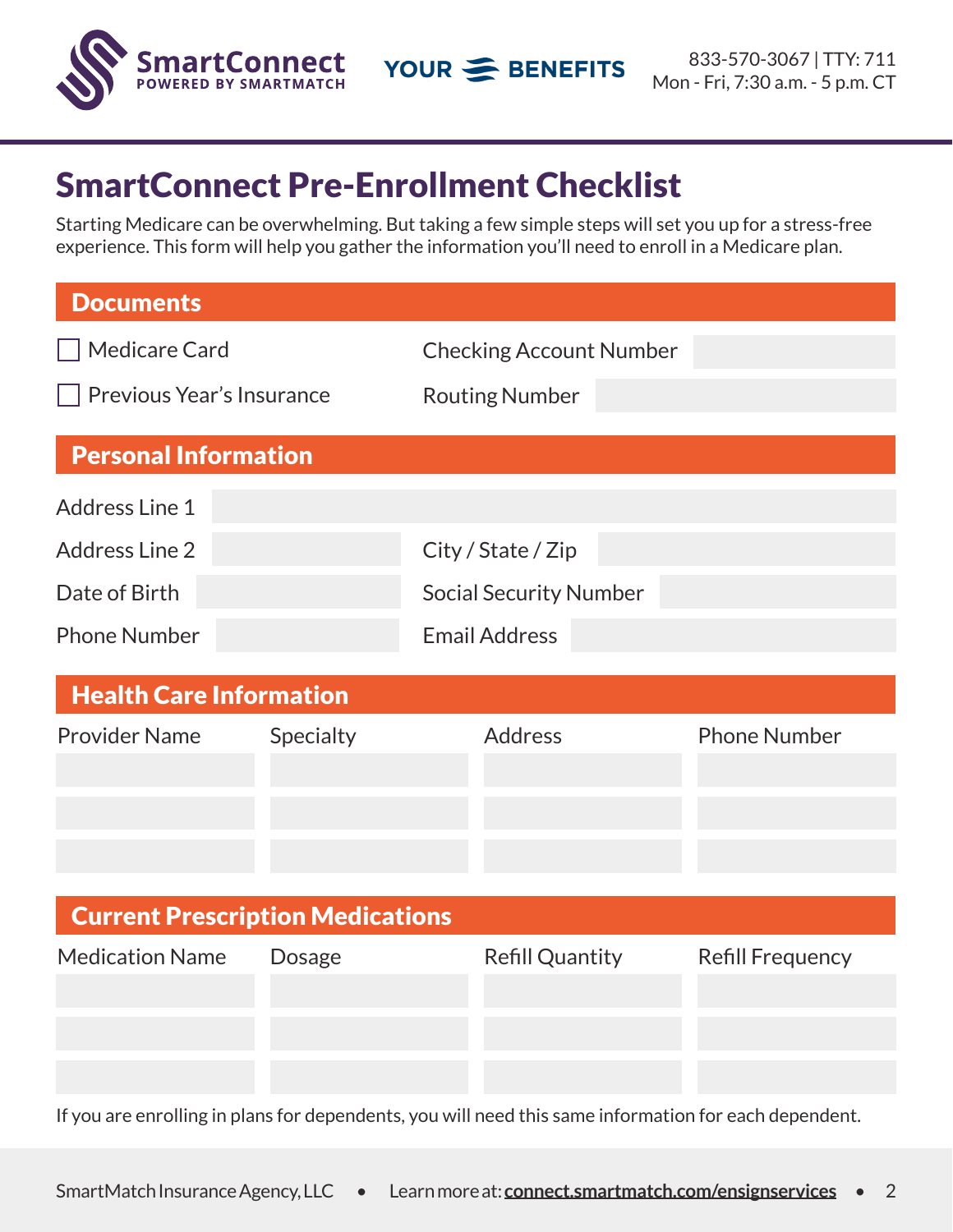SmartConnect
POWERED BY SMARTMATCH

YOUR BENEFITS

833-570-3067 | TTY: 711
Mon - Fri, 7:30 a.m. - 5 p.m. CT

# SmartConnect Pre-Enrollment Checklist

Starting Medicare can be overwhelming. But taking a few simple steps will set you up for a stress-free experience. This form will help you gather the information you'll need to enroll in a Medicare plan.

## Documents

- ☐ Medicare Card
- ☐ Previous Year's Insurance

Checking Account Number ____________

Routing Number ____________

## Personal Information

Address Line 1 ____________

Address Line 2 ____________

City / State / Zip ____________

Date of Birth ____________

Social Security Number ____________

Phone Number ____________

Email Address ____________

## Health Care Information

| Provider Name | Specialty | Address | Phone Number |
|---|---|---|---|
| | | | |
| | | | |
| | | | |

## Current Prescription Medications

| Medication Name | Dosage | Refill Quantity | Refill Frequency |
|---|---|---|---|
| | | | |
| | | | |
| | | | |

If you are enrolling in plans for dependents, you will need this same information for each dependent.

SmartMatch Insurance Agency, LLC • Learn more at: **connect.smartmatch.com/ensignservices**